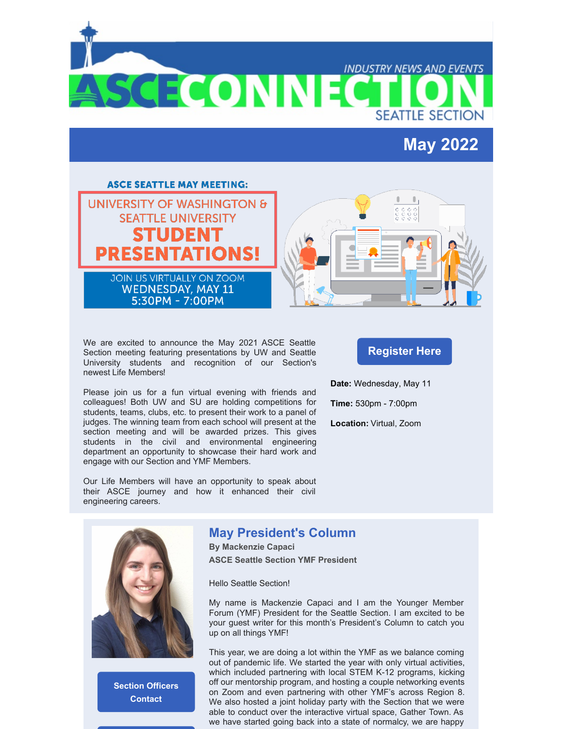# ASCE CONNECTION

INDUSTRY NEWS AND EVENTS

SEATTLE SECTION

## May 2022

ASCE SEATTLE MAY MEETING:

**UNIVERSITY OF WASHINGTON & SEATTLE UNIVERSITY STUDENT PRESENTATIONS!**

JOIN US VIRTUALLY ON ZOOM
WEDNESDAY, MAY 11
5:30PM - 7:00PM

We are excited to announce the May 2021 ASCE Seattle Section meeting featuring presentations by UW and Seattle University students and recognition of our Section's newest Life Members!

Please join us for a fun virtual evening with friends and colleagues! Both UW and SU are holding competitions for students, teams, clubs, etc. to present their work to a panel of judges. The winning team from each school will present at the section meeting and will be awarded prizes. This gives students in the civil and environmental engineering department an opportunity to showcase their hard work and engage with our Section and YMF Members.

Our Life Members will have an opportunity to speak about their ASCE journey and how it enhanced their civil engineering careers.

**Register Here**

**Date:** Wednesday, May 11

**Time:** 530pm - 7:00pm

**Location:** Virtual, Zoom

## May President's Column

**By Mackenzie Capaci**

**ASCE Seattle Section YMF President**

Hello Seattle Section!

My name is Mackenzie Capaci and I am the Younger Member Forum (YMF) President for the Seattle Section. I am excited to be your guest writer for this month's President's Column to catch you up on all things YMF!

This year, we are doing a lot within the YMF as we balance coming out of pandemic life. We started the year with only virtual activities, which included partnering with local STEM K-12 programs, kicking off our mentorship program, and hosting a couple networking events on Zoom and even partnering with other YMF's across Region 8. We also hosted a joint holiday party with the Section that we were able to conduct over the interactive virtual space, Gather Town. As we have started going back into a state of normalcy, we are happy

**Section Officers Contact**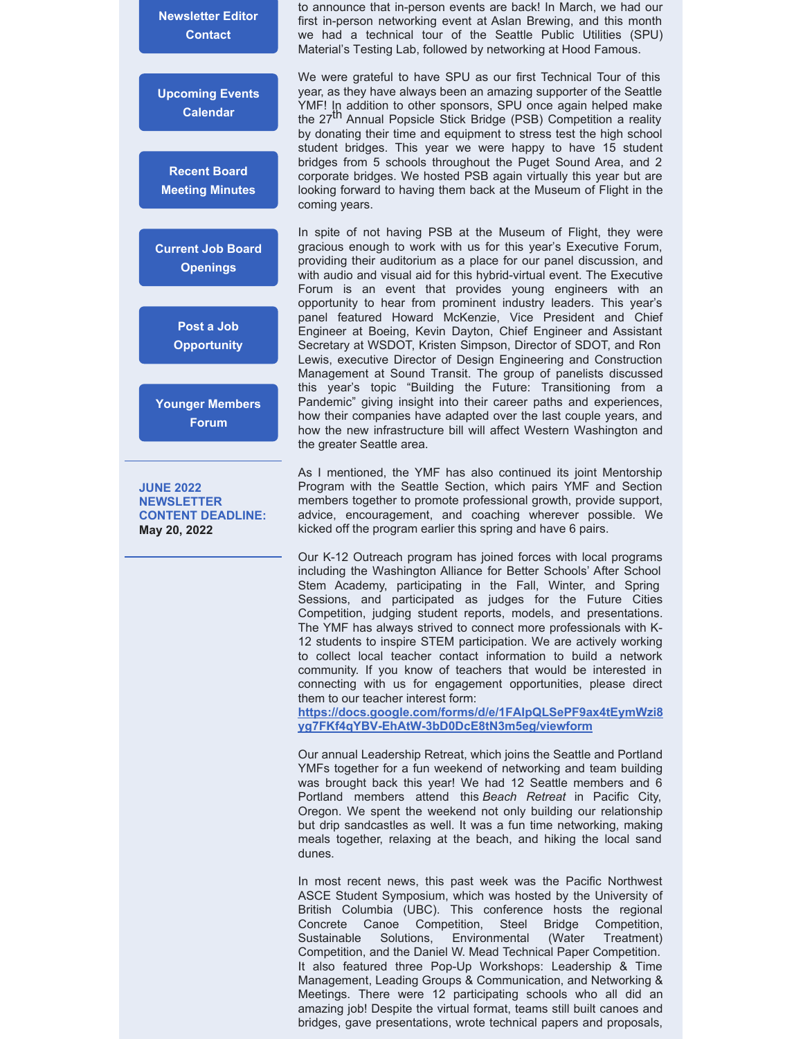Newsletter Editor Contact

Upcoming Events Calendar

Recent Board Meeting Minutes

Current Job Board Openings

Post a Job Opportunity

Younger Members Forum

---

**JUNE 2022 NEWSLETTER CONTENT DEADLINE:**
**May 20, 2022**

---

to announce that in-person events are back! In March, we had our first in-person networking event at Aslan Brewing, and this month we had a technical tour of the Seattle Public Utilities (SPU) Material's Testing Lab, followed by networking at Hood Famous.

We were grateful to have SPU as our first Technical Tour of this year, as they have always been an amazing supporter of the Seattle YMF! In addition to other sponsors, SPU once again helped make the 27th Annual Popsicle Stick Bridge (PSB) Competition a reality by donating their time and equipment to stress test the high school student bridges. This year we were happy to have 15 student bridges from 5 schools throughout the Puget Sound Area, and 2 corporate bridges. We hosted PSB again virtually this year but are looking forward to having them back at the Museum of Flight in the coming years.

In spite of not having PSB at the Museum of Flight, they were gracious enough to work with us for this year's Executive Forum, providing their auditorium as a place for our panel discussion, and with audio and visual aid for this hybrid-virtual event. The Executive Forum is an event that provides young engineers with an opportunity to hear from prominent industry leaders. This year's panel featured Howard McKenzie, Vice President and Chief Engineer at Boeing, Kevin Dayton, Chief Engineer and Assistant Secretary at WSDOT, Kristen Simpson, Director of SDOT, and Ron Lewis, executive Director of Design Engineering and Construction Management at Sound Transit. The group of panelists discussed this year's topic "Building the Future: Transitioning from a Pandemic" giving insight into their career paths and experiences, how their companies have adapted over the last couple years, and how the new infrastructure bill will affect Western Washington and the greater Seattle area.

As I mentioned, the YMF has also continued its joint Mentorship Program with the Seattle Section, which pairs YMF and Section members together to promote professional growth, provide support, advice, encouragement, and coaching wherever possible. We kicked off the program earlier this spring and have 6 pairs.

Our K-12 Outreach program has joined forces with local programs including the Washington Alliance for Better Schools' After School Stem Academy, participating in the Fall, Winter, and Spring Sessions, and participated as judges for the Future Cities Competition, judging student reports, models, and presentations. The YMF has always strived to connect more professionals with K-12 students to inspire STEM participation. We are actively working to collect local teacher contact information to build a network community. If you know of teachers that would be interested in connecting with us for engagement opportunities, please direct them to our teacher interest form: https://docs.google.com/forms/d/e/1FAIpQLSePF9ax4tEymWzi8yg7FKf4qYBV-EhAtW-3bD0DcE8tN3m5eg/viewform

Our annual Leadership Retreat, which joins the Seattle and Portland YMFs together for a fun weekend of networking and team building was brought back this year! We had 12 Seattle members and 6 Portland members attend this *Beach Retreat* in Pacific City, Oregon. We spent the weekend not only building our relationship but drip sandcastles as well. It was a fun time networking, making meals together, relaxing at the beach, and hiking the local sand dunes.

In most recent news, this past week was the Pacific Northwest ASCE Student Symposium, which was hosted by the University of British Columbia (UBC). This conference hosts the regional Concrete Canoe Competition, Steel Bridge Competition, Sustainable Solutions, Environmental (Water Treatment) Competition, and the Daniel W. Mead Technical Paper Competition. It also featured three Pop-Up Workshops: Leadership & Time Management, Leading Groups & Communication, and Networking & Meetings. There were 12 participating schools who all did an amazing job! Despite the virtual format, teams still built canoes and bridges, gave presentations, wrote technical papers and proposals,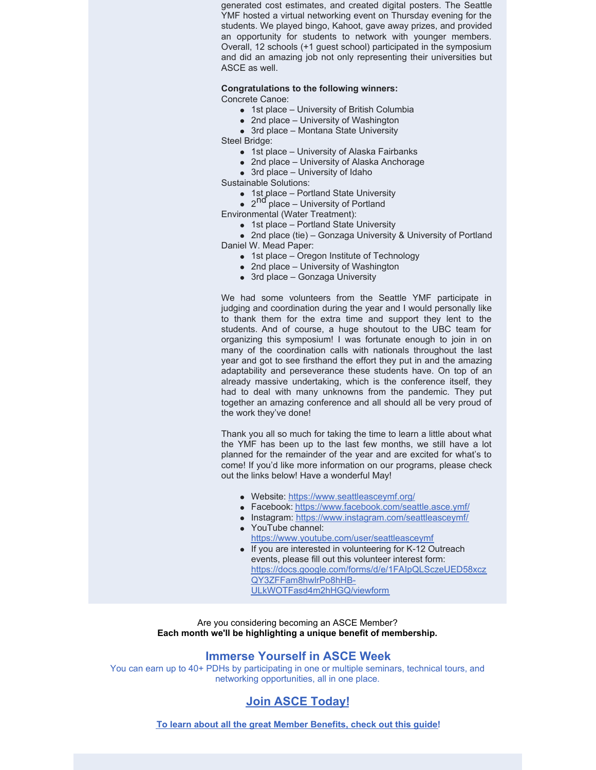generated cost estimates, and created digital posters. The Seattle YMF hosted a virtual networking event on Thursday evening for the students. We played bingo, Kahoot, gave away prizes, and provided an opportunity for students to network with younger members. Overall, 12 schools (+1 guest school) participated in the symposium and did an amazing job not only representing their universities but ASCE as well.

**Congratulations to the following winners:**

Concrete Canoe:

- 1st place – University of British Columbia
- 2nd place – University of Washington
- 3rd place – Montana State University

Steel Bridge:

- 1st place – University of Alaska Fairbanks
- 2nd place – University of Alaska Anchorage
- 3rd place – University of Idaho

Sustainable Solutions:

- 1st place – Portland State University
- 2nd place – University of Portland

Environmental (Water Treatment):

- 1st place – Portland State University
- 2nd place (tie) – Gonzaga University & University of Portland

Daniel W. Mead Paper:

- 1st place – Oregon Institute of Technology
- 2nd place – University of Washington
- 3rd place – Gonzaga University

We had some volunteers from the Seattle YMF participate in judging and coordination during the year and I would personally like to thank them for the extra time and support they lent to the students. And of course, a huge shoutout to the UBC team for organizing this symposium! I was fortunate enough to join in on many of the coordination calls with nationals throughout the last year and got to see firsthand the effort they put in and the amazing adaptability and perseverance these students have. On top of an already massive undertaking, which is the conference itself, they had to deal with many unknowns from the pandemic. They put together an amazing conference and all should all be very proud of the work they've done!

Thank you all so much for taking the time to learn a little about what the YMF has been up to the last few months, we still have a lot planned for the remainder of the year and are excited for what's to come! If you'd like more information on our programs, please check out the links below! Have a wonderful May!

- Website: https://www.seattleasceymf.org/
- Facebook: https://www.facebook.com/seattle.asce.ymf/
- Instagram: https://www.instagram.com/seattleasceymf/
- YouTube channel: https://www.youtube.com/user/seattleasceymf
- If you are interested in volunteering for K-12 Outreach events, please fill out this volunteer interest form: https://docs.google.com/forms/d/e/1FAIpQLSczeUED58xczQY3ZFFam8hwlrPo8hHB-ULkWOTFasd4m2hHGQ/viewform

Are you considering becoming an ASCE Member?
**Each month we'll be highlighting a unique benefit of membership.**

## Immerse Yourself in ASCE Week

You can earn up to 40+ PDHs by participating in one or multiple seminars, technical tours, and networking opportunities, all in one place.

## Join ASCE Today!

**To learn about all the great Member Benefits, check out this guide!**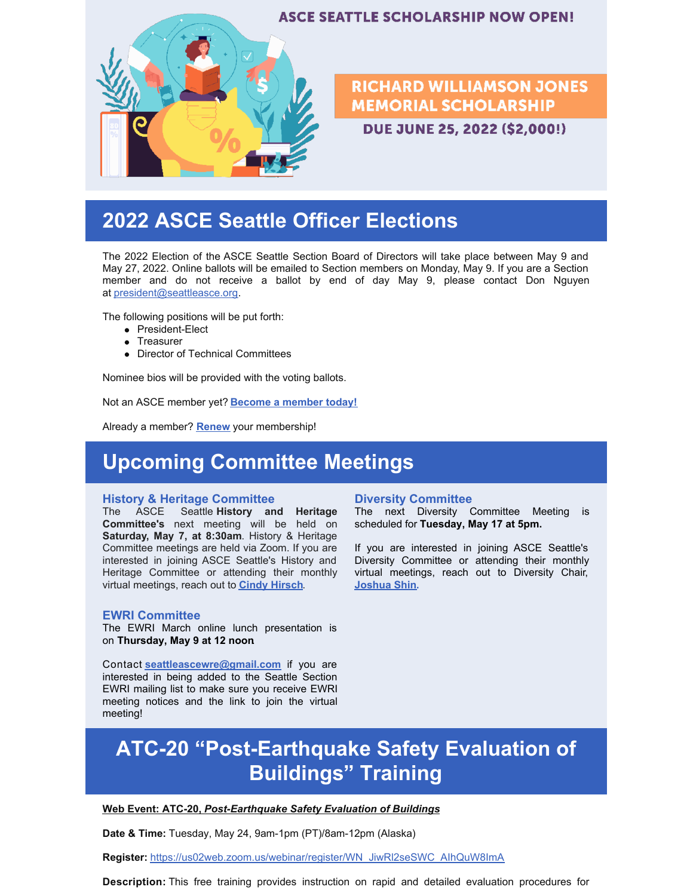ASCE SEATTLE SCHOLARSHIP NOW OPEN!

RICHARD WILLIAMSON JONES MEMORIAL SCHOLARSHIP

DUE JUNE 25, 2022 ($2,000!)

# 2022 ASCE Seattle Officer Elections

The 2022 Election of the ASCE Seattle Section Board of Directors will take place between May 9 and May 27, 2022. Online ballots will be emailed to Section members on Monday, May 9. If you are a Section member and do not receive a ballot by end of day May 9, please contact Don Nguyen at president@seattleasce.org.

The following positions will be put forth:

- President-Elect
- Treasurer
- Director of Technical Committees

Nominee bios will be provided with the voting ballots.

Not an ASCE member yet? **Become a member today!**

Already a member? **Renew** your membership!

# Upcoming Committee Meetings

### History & Heritage Committee

The ASCE Seattle **History and Heritage Committee's** next meeting will be held on **Saturday, May 7, at 8:30am**. History & Heritage Committee meetings are held via Zoom. If you are interested in joining ASCE Seattle's History and Heritage Committee or attending their monthly virtual meetings, reach out to **Cindy Hirsch**.

### EWRI Committee

The EWRI March online lunch presentation is on **Thursday, May 9 at 12 noon**

Contact **seattleascewre@gmail.com** if you are interested in being added to the Seattle Section EWRI mailing list to make sure you receive EWRI meeting notices and the link to join the virtual meeting!

### Diversity Committee

The next Diversity Committee Meeting is scheduled for **Tuesday, May 17 at 5pm.**

If you are interested in joining ASCE Seattle's Diversity Committee or attending their monthly virtual meetings, reach out to Diversity Chair, **Joshua Shin**.

# ATC-20 "Post-Earthquake Safety Evaluation of Buildings" Training

**Web Event: ATC-20, *Post-Earthquake Safety Evaluation of Buildings***

**Date & Time:** Tuesday, May 24, 9am-1pm (PT)/8am-12pm (Alaska)

**Register:** https://us02web.zoom.us/webinar/register/WN_JiwRl2seSWC_AlhQuW8ImA

**Description:** This free training provides instruction on rapid and detailed evaluation procedures for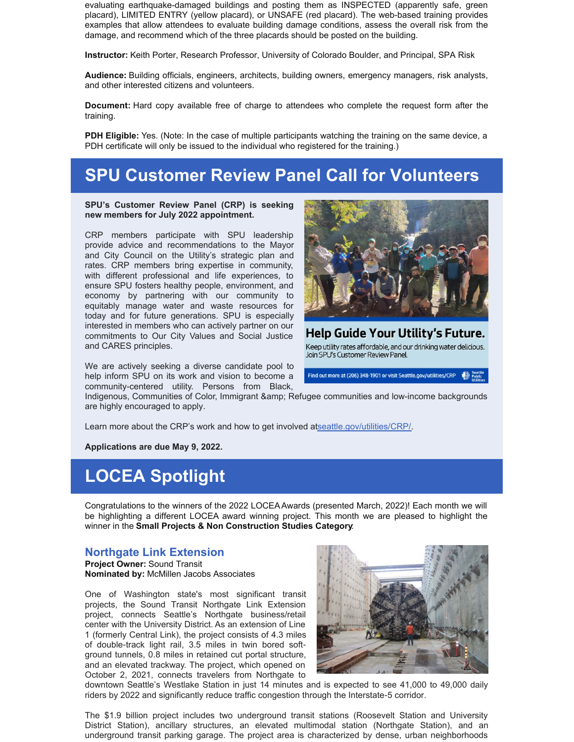evaluating earthquake-damaged buildings and posting them as INSPECTED (apparently safe, green placard), LIMITED ENTRY (yellow placard), or UNSAFE (red placard). The web-based training provides examples that allow attendees to evaluate building damage conditions, assess the overall risk from the damage, and recommend which of the three placards should be posted on the building.

**Instructor:** Keith Porter, Research Professor, University of Colorado Boulder, and Principal, SPA Risk

**Audience:** Building officials, engineers, architects, building owners, emergency managers, risk analysts, and other interested citizens and volunteers.

**Document:** Hard copy available free of charge to attendees who complete the request form after the training.

**PDH Eligible:** Yes. (Note: In the case of multiple participants watching the training on the same device, a PDH certificate will only be issued to the individual who registered for the training.)

# SPU Customer Review Panel Call for Volunteers

**SPU's Customer Review Panel (CRP) is seeking new members for July 2022 appointment.**

CRP members participate with SPU leadership provide advice and recommendations to the Mayor and City Council on the Utility's strategic plan and rates. CRP members bring expertise in community, with different professional and life experiences, to ensure SPU fosters healthy people, environment, and economy by partnering with our community to equitably manage water and waste resources for today and for future generations. SPU is especially interested in members who can actively partner on our commitments to Our City Values and Social Justice and CARES principles.

**Help Guide Your Utility's Future.**

Keep utility rates affordable, and our drinking water delicious. Join SPU's Customer Review Panel.

Find out more at (206) 348-1901 or visit Seattle.gov/utilities/CRP

We are actively seeking a diverse candidate pool to help inform SPU on its work and vision to become a community-centered utility. Persons from Black, Indigenous, Communities of Color, Immigrant &amp; Refugee communities and low-income backgrounds are highly encouraged to apply.

Learn more about the CRP's work and how to get involved at[seattle.gov/utilities/CRP/](seattle.gov/utilities/CRP/).

**Applications are due May 9, 2022.**

# LOCEA Spotlight

Congratulations to the winners of the 2022 LOCEA Awards (presented March, 2022)! Each month we will be highlighting a different LOCEA award winning project. This month we are pleased to highlight the winner in the **Small Projects & Non Construction Studies Category**.

## Northgate Link Extension

**Project Owner:** Sound Transit
**Nominated by:** McMillen Jacobs Associates

One of Washington state's most significant transit projects, the Sound Transit Northgate Link Extension project, connects Seattle's Northgate business/retail center with the University District. As an extension of Line 1 (formerly Central Link), the project consists of 4.3 miles of double-track light rail, 3.5 miles in twin bored soft-ground tunnels, 0.8 miles in retained cut portal structure, and an elevated trackway. The project, which opened on October 2, 2021, connects travelers from Northgate to downtown Seattle's Westlake Station in just 14 minutes and is expected to see 41,000 to 49,000 daily riders by 2022 and significantly reduce traffic congestion through the Interstate-5 corridor.

The $1.9 billion project includes two underground transit stations (Roosevelt Station and University District Station), ancillary structures, an elevated multimodal station (Northgate Station), and an underground transit parking garage. The project area is characterized by dense, urban neighborhoods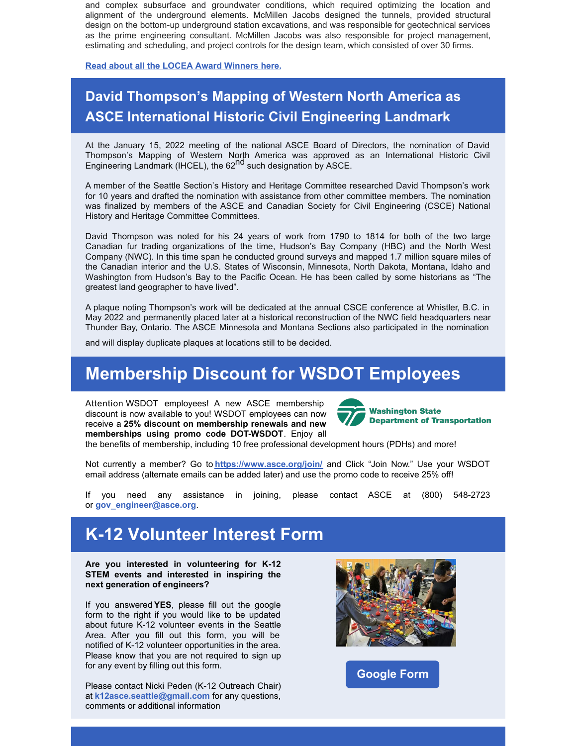and complex subsurface and groundwater conditions, which required optimizing the location and alignment of the underground elements. McMillen Jacobs designed the tunnels, provided structural design on the bottom-up underground station excavations, and was responsible for geotechnical services as the prime engineering consultant. McMillen Jacobs was also responsible for project management, estimating and scheduling, and project controls for the design team, which consisted of over 30 firms.

**Read about all the LOCEA Award Winners here.**

## David Thompson's Mapping of Western North America as ASCE International Historic Civil Engineering Landmark

At the January 15, 2022 meeting of the national ASCE Board of Directors, the nomination of David Thompson's Mapping of Western North America was approved as an International Historic Civil Engineering Landmark (IHCEL), the 62nd such designation by ASCE.

A member of the Seattle Section's History and Heritage Committee researched David Thompson's work for 10 years and drafted the nomination with assistance from other committee members. The nomination was finalized by members of the ASCE and Canadian Society for Civil Engineering (CSCE) National History and Heritage Committee Committees.

David Thompson was noted for his 24 years of work from 1790 to 1814 for both of the two large Canadian fur trading organizations of the time, Hudson's Bay Company (HBC) and the North West Company (NWC). In this time span he conducted ground surveys and mapped 1.7 million square miles of the Canadian interior and the U.S. States of Wisconsin, Minnesota, North Dakota, Montana, Idaho and Washington from Hudson's Bay to the Pacific Ocean. He has been called by some historians as "The greatest land geographer to have lived".

A plaque noting Thompson's work will be dedicated at the annual CSCE conference at Whistler, B.C. in May 2022 and permanently placed later at a historical reconstruction of the NWC field headquarters near Thunder Bay, Ontario. The ASCE Minnesota and Montana Sections also participated in the nomination and will display duplicate plaques at locations still to be decided.

## Membership Discount for WSDOT Employees

Attention WSDOT employees! A new ASCE membership discount is now available to you! WSDOT employees can now receive a **25% discount on membership renewals and new memberships using promo code DOT-WSDOT**. Enjoy all the benefits of membership, including 10 free professional development hours (PDHs) and more!

Washington State Department of Transportation

Not currently a member? Go to **https://www.asce.org/join/** and Click "Join Now." Use your WSDOT email address (alternate emails can be added later) and use the promo code to receive 25% off!

If you need any assistance in joining, please contact ASCE at (800) 548-2723 or **gov_engineer@asce.org**.

## K-12 Volunteer Interest Form

**Are you interested in volunteering for K-12 STEM events and interested in inspiring the next generation of engineers?**

If you answered **YES**, please fill out the google form to the right if you would like to be updated about future K-12 volunteer events in the Seattle Area. After you fill out this form, you will be notified of K-12 volunteer opportunities in the area. Please know that you are not required to sign up for any event by filling out this form.

Please contact Nicki Peden (K-12 Outreach Chair) at **k12asce.seattle@gmail.com** for any questions, comments or additional information

**Google Form**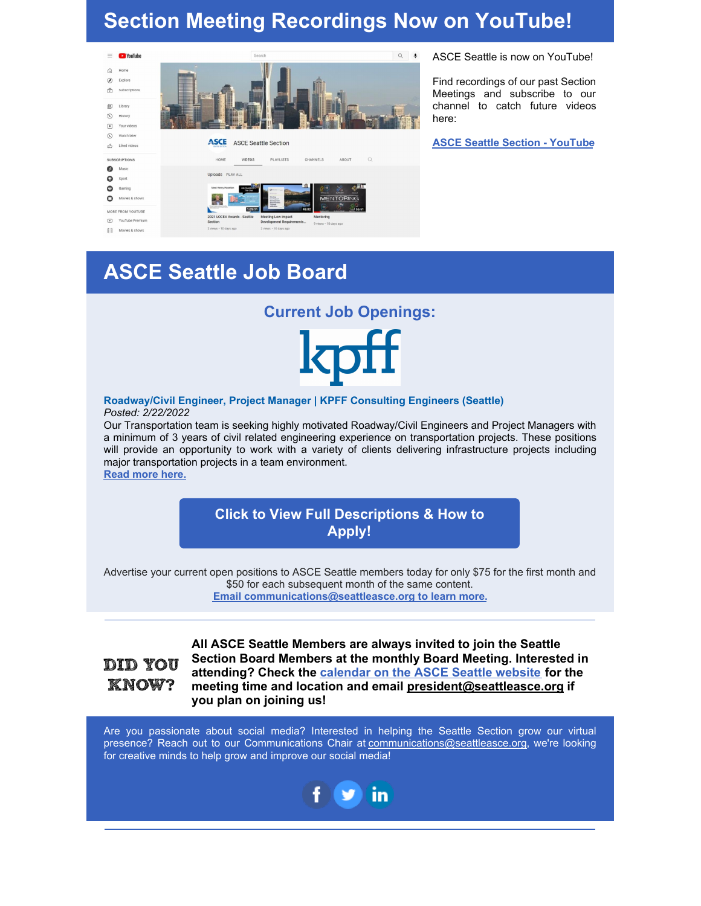# Section Meeting Recordings Now on YouTube!

ASCE Seattle is now on YouTube!

Find recordings of our past Section Meetings and subscribe to our channel to catch future videos here:

**ASCE Seattle Section - YouTube**

# ASCE Seattle Job Board

## Current Job Openings:

**Roadway/Civil Engineer, Project Manager | KPFF Consulting Engineers (Seattle)**
*Posted: 2/22/2022*
Our Transportation team is seeking highly motivated Roadway/Civil Engineers and Project Managers with a minimum of 3 years of civil related engineering experience on transportation projects. These positions will provide an opportunity to work with a variety of clients delivering infrastructure projects including major transportation projects in a team environment.
**Read more here.**

**Click to View Full Descriptions & How to Apply!**

Advertise your current open positions to ASCE Seattle members today for only $75 for the first month and $50 for each subsequent month of the same content.
**Email communications@seattleasce.org to learn more.**

---

**DID YOU KNOW?**

**All ASCE Seattle Members are always invited to join the Seattle Section Board Members at the monthly Board Meeting. Interested in attending? Check the calendar on the ASCE Seattle website for the meeting time and location and email president@seattleasce.org if you plan on joining us!**

Are you passionate about social media? Interested in helping the Seattle Section grow our virtual presence? Reach out to our Communications Chair at communications@seattleasce.org, we're looking for creative minds to help grow and improve our social media!